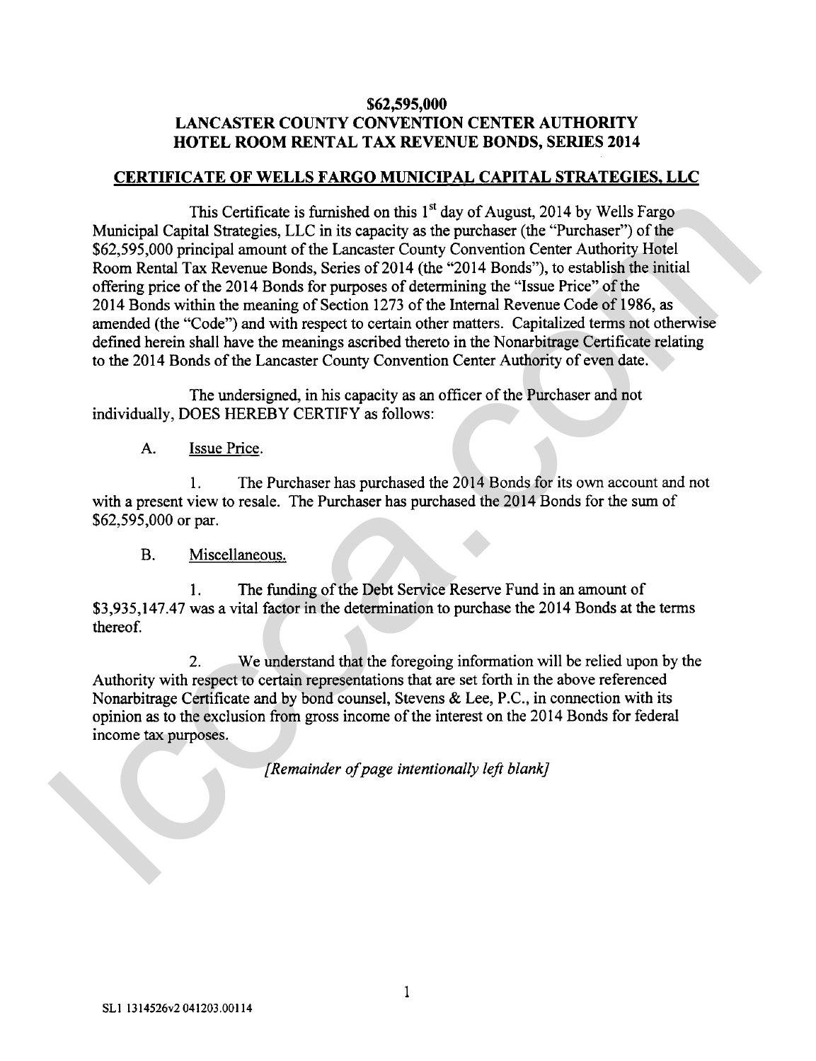# $62,595,000
# LANCASTER COUNTY CONVENTION CENTER AUTHORITY
# HOTEL ROOM RENTAL TAX REVENUE BONDS, SERIES 2014

## CERTIFICATE OF WELLS FARGO MUNICIPAL CAPITAL STRATEGIES, LLC

This Certificate is furnished on this 1st day of August, 2014 by Wells Fargo Municipal Capital Strategies, LLC in its capacity as the purchaser (the "Purchaser") of the $62,595,000 principal amount of the Lancaster County Convention Center Authority Hotel Room Rental Tax Revenue Bonds, Series of 2014 (the "2014 Bonds"), to establish the initial offering price of the 2014 Bonds for purposes of determining the "Issue Price" of the 2014 Bonds within the meaning of Section 1273 of the Internal Revenue Code of 1986, as amended (the "Code") and with respect to certain other matters. Capitalized terms not otherwise defined herein shall have the meanings ascribed thereto in the Nonarbitrage Certificate relating to the 2014 Bonds of the Lancaster County Convention Center Authority of even date.

The undersigned, in his capacity as an officer of the Purchaser and not individually, DOES HEREBY CERTIFY as follows:

A. Issue Price.

1. The Purchaser has purchased the 2014 Bonds for its own account and not with a present view to resale. The Purchaser has purchased the 2014 Bonds for the sum of $62,595,000 or par.

B. Miscellaneous.

1. The funding of the Debt Service Reserve Fund in an amount of $3,935,147.47 was a vital factor in the determination to purchase the 2014 Bonds at the terms thereof.

2. We understand that the foregoing information will be relied upon by the Authority with respect to certain representations that are set forth in the above referenced Nonarbitrage Certificate and by bond counsel, Stevens & Lee, P.C., in connection with its opinion as to the exclusion from gross income of the interest on the 2014 Bonds for federal income tax purposes.

*[Remainder of page intentionally left blank]*

SL1 1314526v2 041203.00114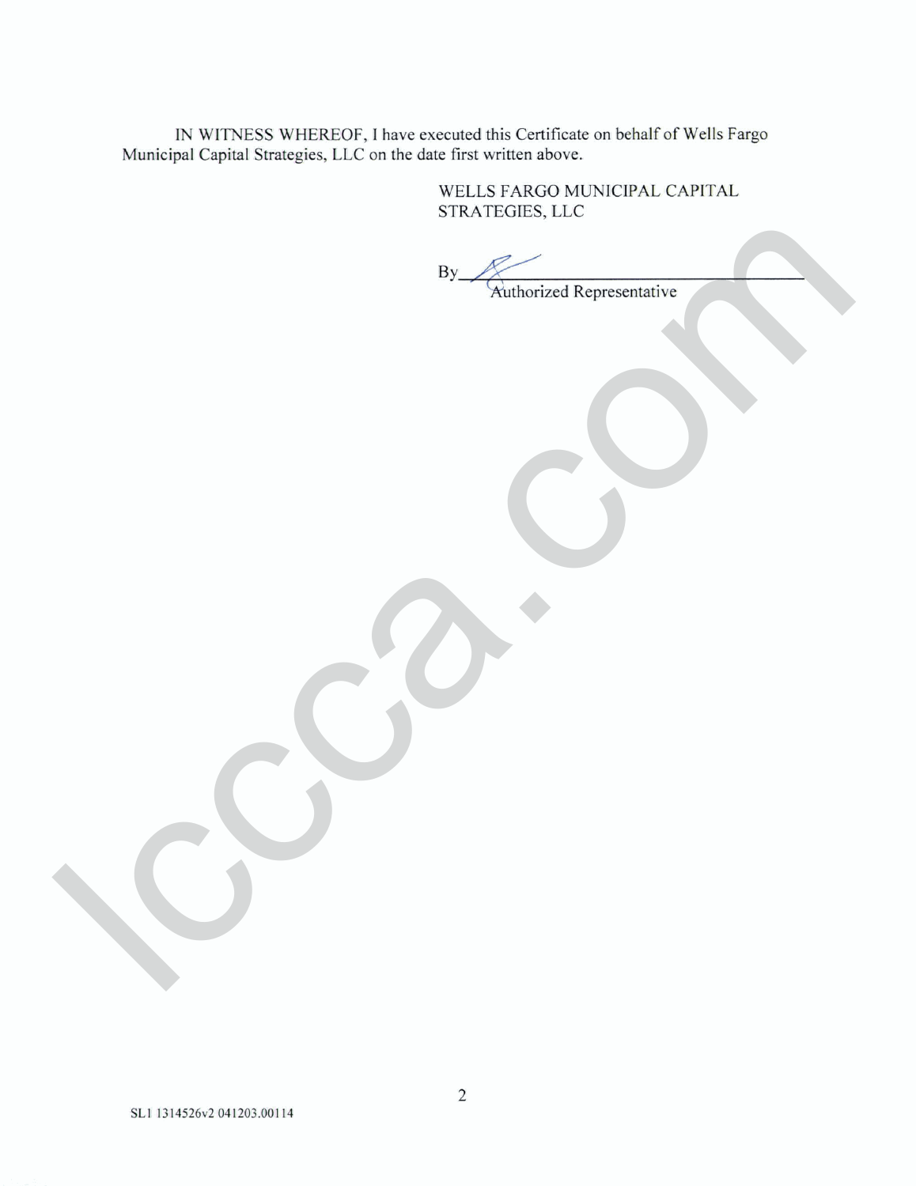IN WITNESS WHEREOF, I have executed this Certificate on behalf of Wells Fargo Municipal Capital Strategies, LLC on the date first written above.

WELLS FARGO MUNICIPAL CAPITAL STRATEGIES, LLC

By\_\_\_\_\_\_\_\_\_\_\_\_\_\_\_\_\_\_\_\_\_\_\_\_\_\_\_\_\_\_\_\_\_\_\_\_
Authorized Representative

SL1 1314526v2 041203.00114